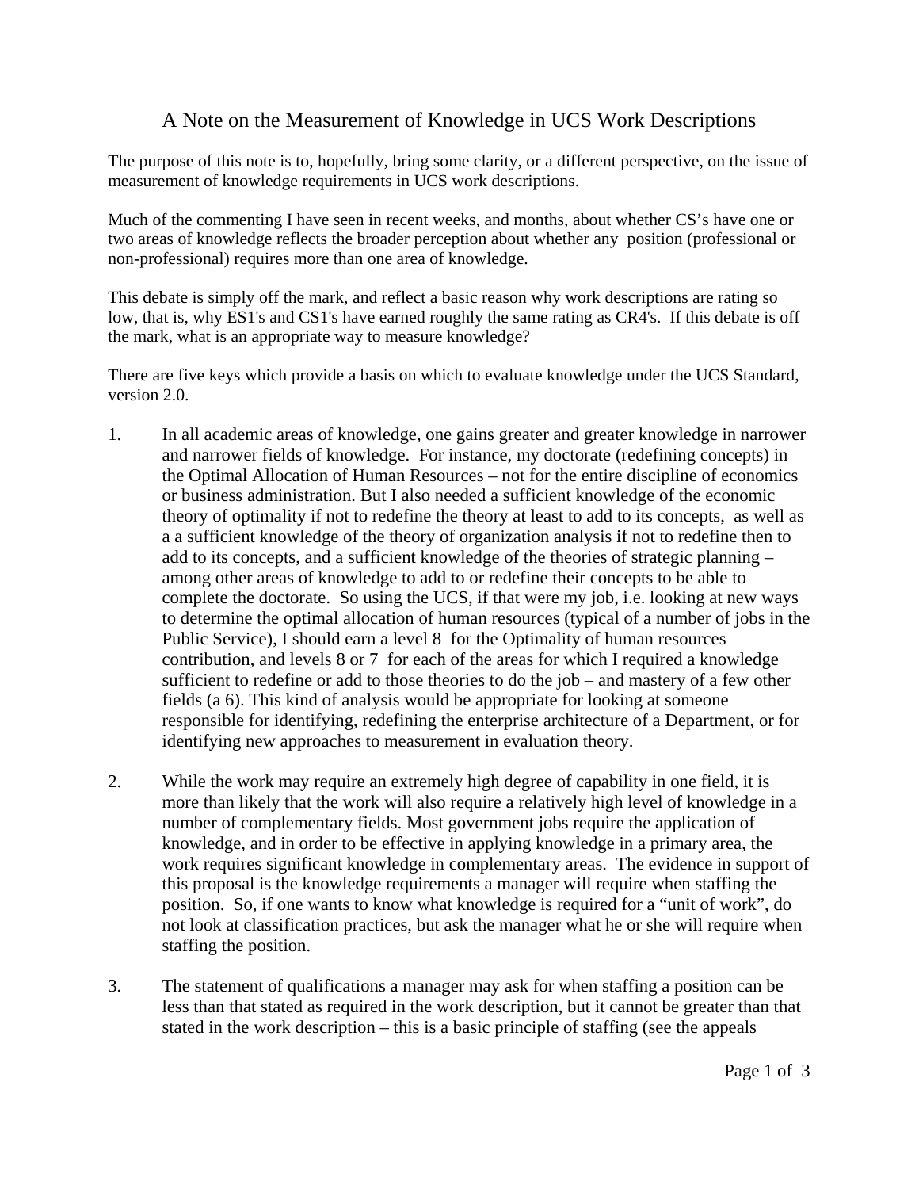# A Note on the Measurement of Knowledge in UCS Work Descriptions

The purpose of this note is to, hopefully, bring some clarity, or a different perspective, on the issue of measurement of knowledge requirements in UCS work descriptions.

Much of the commenting I have seen in recent weeks, and months, about whether CS's have one or two areas of knowledge reflects the broader perception about whether any position (professional or non-professional) requires more than one area of knowledge.

This debate is simply off the mark, and reflect a basic reason why work descriptions are rating so low, that is, why ES1's and CS1's have earned roughly the same rating as CR4's. If this debate is off the mark, what is an appropriate way to measure knowledge?

There are five keys which provide a basis on which to evaluate knowledge under the UCS Standard, version 2.0.

1. In all academic areas of knowledge, one gains greater and greater knowledge in narrower and narrower fields of knowledge. For instance, my doctorate (redefining concepts) in the Optimal Allocation of Human Resources – not for the entire discipline of economics or business administration. But I also needed a sufficient knowledge of the economic theory of optimality if not to redefine the theory at least to add to its concepts, as well as a a sufficient knowledge of the theory of organization analysis if not to redefine then to add to its concepts, and a sufficient knowledge of the theories of strategic planning – among other areas of knowledge to add to or redefine their concepts to be able to complete the doctorate. So using the UCS, if that were my job, i.e. looking at new ways to determine the optimal allocation of human resources (typical of a number of jobs in the Public Service), I should earn a level 8 for the Optimality of human resources contribution, and levels 8 or 7 for each of the areas for which I required a knowledge sufficient to redefine or add to those theories to do the job – and mastery of a few other fields (a 6). This kind of analysis would be appropriate for looking at someone responsible for identifying, redefining the enterprise architecture of a Department, or for identifying new approaches to measurement in evaluation theory.

2. While the work may require an extremely high degree of capability in one field, it is more than likely that the work will also require a relatively high level of knowledge in a number of complementary fields. Most government jobs require the application of knowledge, and in order to be effective in applying knowledge in a primary area, the work requires significant knowledge in complementary areas. The evidence in support of this proposal is the knowledge requirements a manager will require when staffing the position. So, if one wants to know what knowledge is required for a "unit of work", do not look at classification practices, but ask the manager what he or she will require when staffing the position.

3. The statement of qualifications a manager may ask for when staffing a position can be less than that stated as required in the work description, but it cannot be greater than that stated in the work description – this is a basic principle of staffing (see the appeals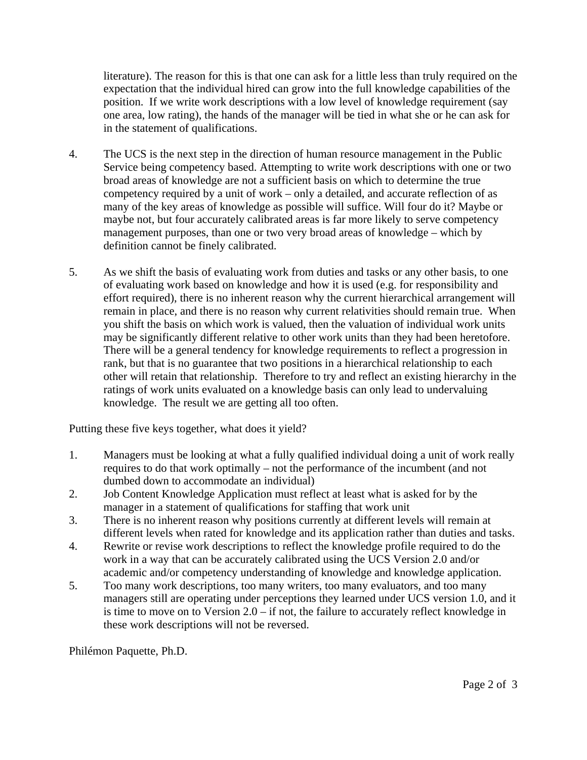literature). The reason for this is that one can ask for a little less than truly required on the expectation that the individual hired can grow into the full knowledge capabilities of the position. If we write work descriptions with a low level of knowledge requirement (say one area, low rating), the hands of the manager will be tied in what she or he can ask for in the statement of qualifications.

4. The UCS is the next step in the direction of human resource management in the Public Service being competency based. Attempting to write work descriptions with one or two broad areas of knowledge are not a sufficient basis on which to determine the true competency required by a unit of work – only a detailed, and accurate reflection of as many of the key areas of knowledge as possible will suffice. Will four do it? Maybe or maybe not, but four accurately calibrated areas is far more likely to serve competency management purposes, than one or two very broad areas of knowledge – which by definition cannot be finely calibrated.

5. As we shift the basis of evaluating work from duties and tasks or any other basis, to one of evaluating work based on knowledge and how it is used (e.g. for responsibility and effort required), there is no inherent reason why the current hierarchical arrangement will remain in place, and there is no reason why current relativities should remain true. When you shift the basis on which work is valued, then the valuation of individual work units may be significantly different relative to other work units than they had been heretofore. There will be a general tendency for knowledge requirements to reflect a progression in rank, but that is no guarantee that two positions in a hierarchical relationship to each other will retain that relationship. Therefore to try and reflect an existing hierarchy in the ratings of work units evaluated on a knowledge basis can only lead to undervaluing knowledge. The result we are getting all too often.

Putting these five keys together, what does it yield?

1. Managers must be looking at what a fully qualified individual doing a unit of work really requires to do that work optimally – not the performance of the incumbent (and not dumbed down to accommodate an individual)
2. Job Content Knowledge Application must reflect at least what is asked for by the manager in a statement of qualifications for staffing that work unit
3. There is no inherent reason why positions currently at different levels will remain at different levels when rated for knowledge and its application rather than duties and tasks.
4. Rewrite or revise work descriptions to reflect the knowledge profile required to do the work in a way that can be accurately calibrated using the UCS Version 2.0 and/or academic and/or competency understanding of knowledge and knowledge application.
5. Too many work descriptions, too many writers, too many evaluators, and too many managers still are operating under perceptions they learned under UCS version 1.0, and it is time to move on to Version 2.0 – if not, the failure to accurately reflect knowledge in these work descriptions will not be reversed.

Philémon Paquette, Ph.D.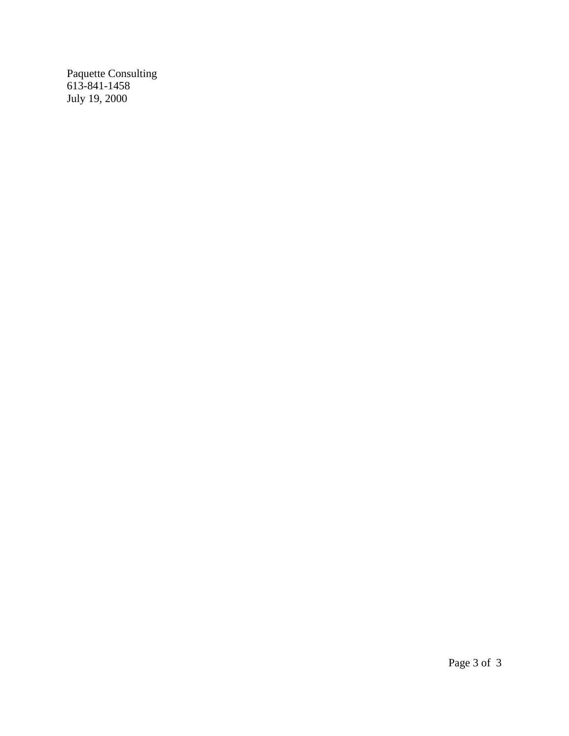Paquette Consulting
613-841-1458
July 19, 2000